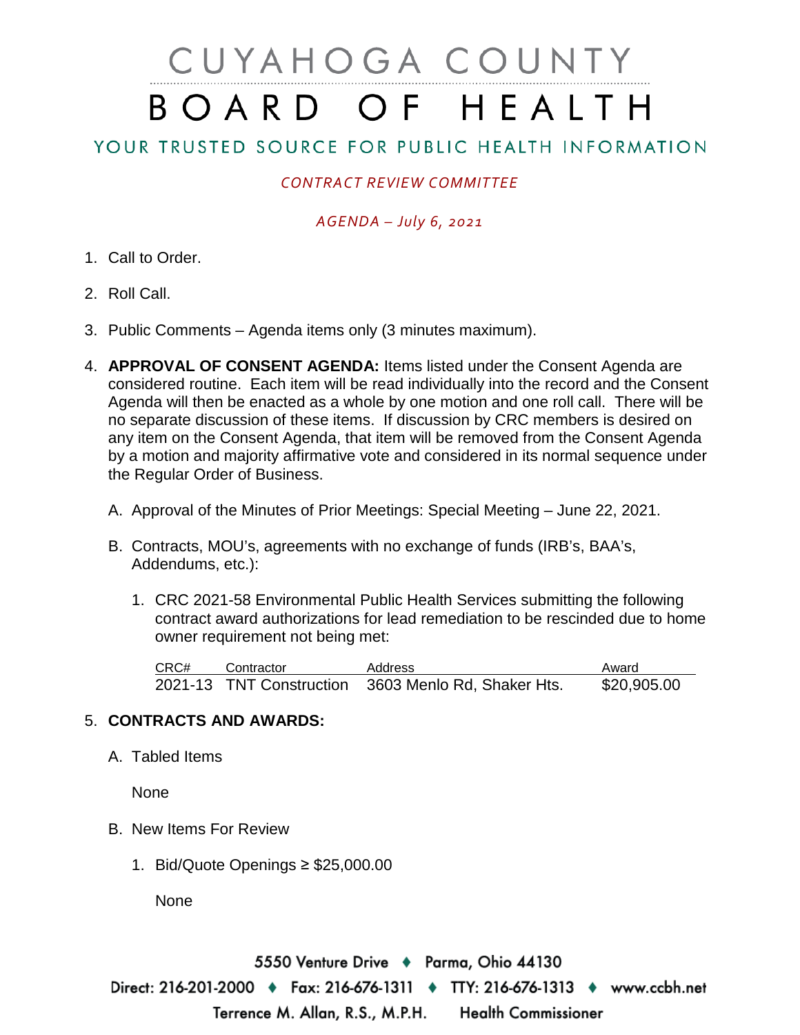# CUYAHOGA COUNTY BOARD OF HEALTH

## YOUR TRUSTED SOURCE FOR PUBLIC HEALTH INFORMATION

*CONTRACT REVIEW COMMITTEE*

*AGENDA – July 6, 2021*

1. Call to Order.
2. Roll Call.
3. Public Comments – Agenda items only (3 minutes maximum).
4. **APPROVAL OF CONSENT AGENDA:** Items listed under the Consent Agenda are considered routine. Each item will be read individually into the record and the Consent Agenda will then be enacted as a whole by one motion and one roll call. There will be no separate discussion of these items. If discussion by CRC members is desired on any item on the Consent Agenda, that item will be removed from the Consent Agenda by a motion and majority affirmative vote and considered in its normal sequence under the Regular Order of Business.

   A. Approval of the Minutes of Prior Meetings: Special Meeting – June 22, 2021.

   B. Contracts, MOU's, agreements with no exchange of funds (IRB's, BAA's, Addendums, etc.):

      1. CRC 2021-58 Environmental Public Health Services submitting the following contract award authorizations for lead remediation to be rescinded due to home owner requirement not being met:

| CRC# | Contractor | Address | Award |
|---|---|---|---|
| 2021-13 | TNT Construction | 3603 Menlo Rd, Shaker Hts. | $20,905.00 |

5. **CONTRACTS AND AWARDS:**

   A. Tabled Items

      None

   B. New Items For Review

      1. Bid/Quote Openings ≥ $25,000.00

         None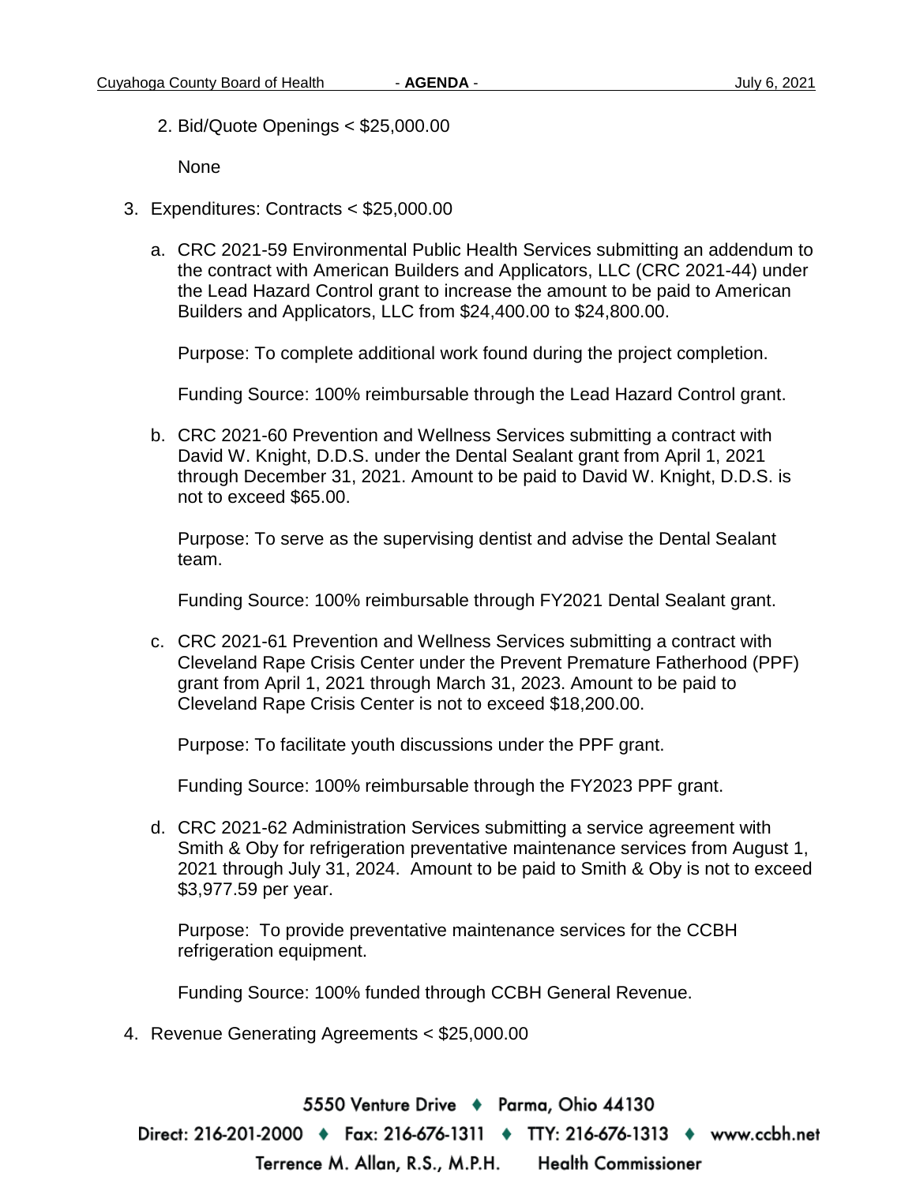2. Bid/Quote Openings < $25,000.00

   None

3. Expenditures: Contracts < $25,000.00

   a. CRC 2021-59 Environmental Public Health Services submitting an addendum to the contract with American Builders and Applicators, LLC (CRC 2021-44) under the Lead Hazard Control grant to increase the amount to be paid to American Builders and Applicators, LLC from $24,400.00 to $24,800.00.

      Purpose: To complete additional work found during the project completion.

      Funding Source: 100% reimbursable through the Lead Hazard Control grant.

   b. CRC 2021-60 Prevention and Wellness Services submitting a contract with David W. Knight, D.D.S. under the Dental Sealant grant from April 1, 2021 through December 31, 2021. Amount to be paid to David W. Knight, D.D.S. is not to exceed $65.00.

      Purpose: To serve as the supervising dentist and advise the Dental Sealant team.

      Funding Source: 100% reimbursable through FY2021 Dental Sealant grant.

   c. CRC 2021-61 Prevention and Wellness Services submitting a contract with Cleveland Rape Crisis Center under the Prevent Premature Fatherhood (PPF) grant from April 1, 2021 through March 31, 2023. Amount to be paid to Cleveland Rape Crisis Center is not to exceed $18,200.00.

      Purpose: To facilitate youth discussions under the PPF grant.

      Funding Source: 100% reimbursable through the FY2023 PPF grant.

   d. CRC 2021-62 Administration Services submitting a service agreement with Smith & Oby for refrigeration preventative maintenance services from August 1, 2021 through July 31, 2024. Amount to be paid to Smith & Oby is not to exceed $3,977.59 per year.

      Purpose: To provide preventative maintenance services for the CCBH refrigeration equipment.

      Funding Source: 100% funded through CCBH General Revenue.

4. Revenue Generating Agreements < $25,000.00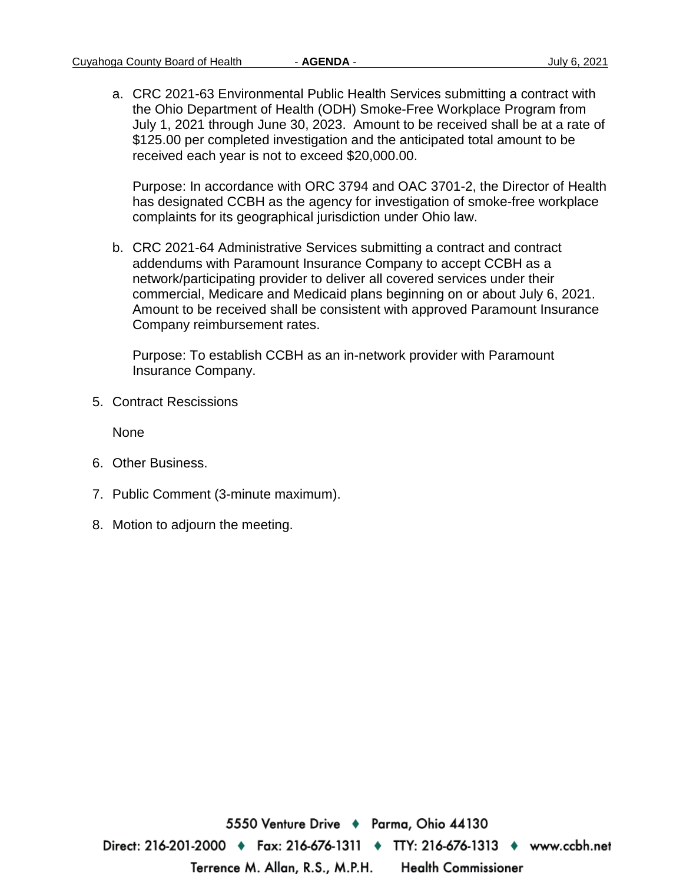a. CRC 2021-63 Environmental Public Health Services submitting a contract with the Ohio Department of Health (ODH) Smoke-Free Workplace Program from July 1, 2021 through June 30, 2023. Amount to be received shall be at a rate of $125.00 per completed investigation and the anticipated total amount to be received each year is not to exceed $20,000.00.

   Purpose: In accordance with ORC 3794 and OAC 3701-2, the Director of Health has designated CCBH as the agency for investigation of smoke-free workplace complaints for its geographical jurisdiction under Ohio law.

b. CRC 2021-64 Administrative Services submitting a contract and contract addendums with Paramount Insurance Company to accept CCBH as a network/participating provider to deliver all covered services under their commercial, Medicare and Medicaid plans beginning on or about July 6, 2021. Amount to be received shall be consistent with approved Paramount Insurance Company reimbursement rates.

   Purpose: To establish CCBH as an in-network provider with Paramount Insurance Company.

5. Contract Rescissions

   None

6. Other Business.

7. Public Comment (3-minute maximum).

8. Motion to adjourn the meeting.